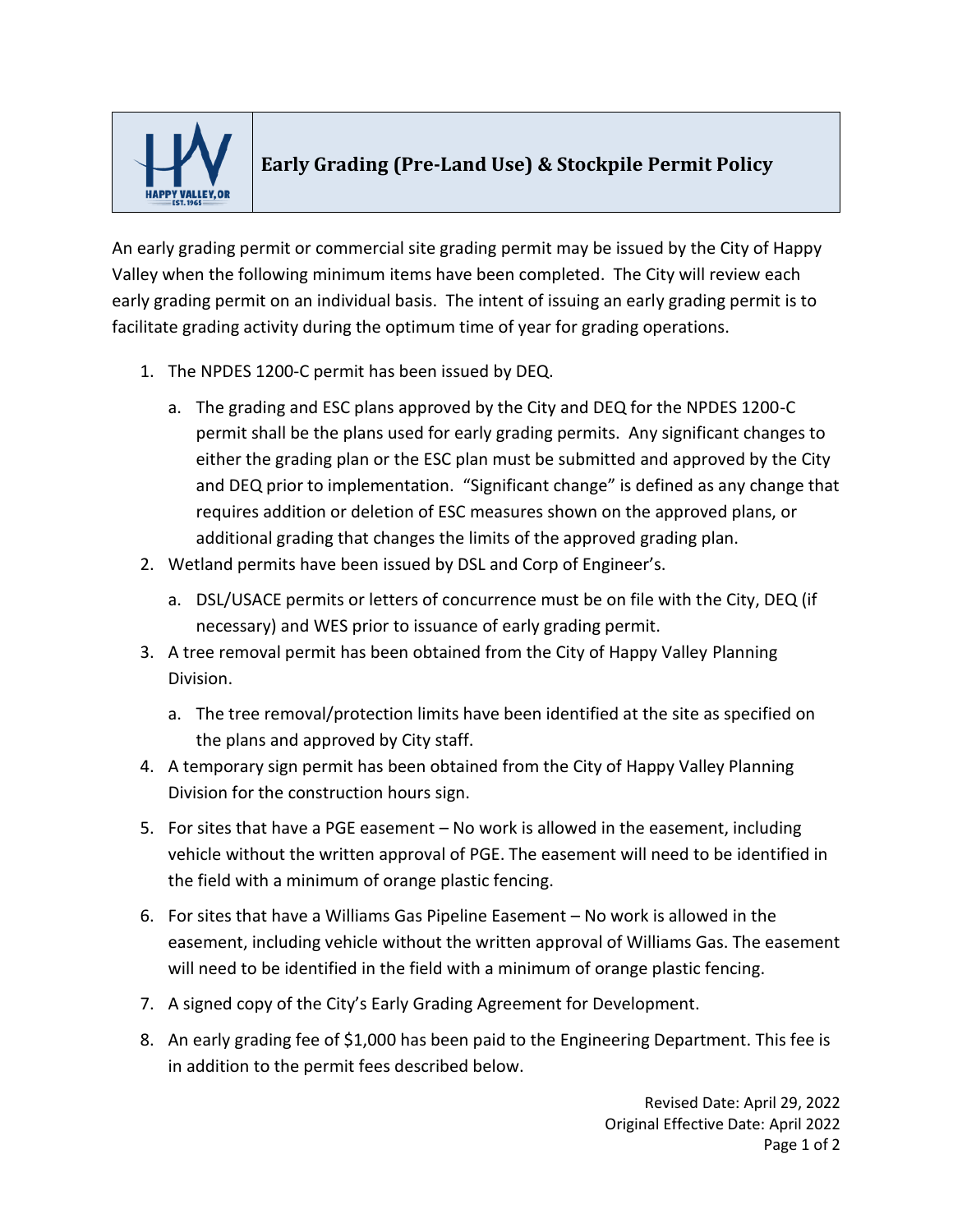# Early Grading (Pre-Land Use) & Stockpile Permit Policy

An early grading permit or commercial site grading permit may be issued by the City of Happy Valley when the following minimum items have been completed. The City will review each early grading permit on an individual basis. The intent of issuing an early grading permit is to facilitate grading activity during the optimum time of year for grading operations.

1. The NPDES 1200-C permit has been issued by DEQ.
   a. The grading and ESC plans approved by the City and DEQ for the NPDES 1200-C permit shall be the plans used for early grading permits. Any significant changes to either the grading plan or the ESC plan must be submitted and approved by the City and DEQ prior to implementation. "Significant change" is defined as any change that requires addition or deletion of ESC measures shown on the approved plans, or additional grading that changes the limits of the approved grading plan.
2. Wetland permits have been issued by DSL and Corp of Engineer's.
   a. DSL/USACE permits or letters of concurrence must be on file with the City, DEQ (if necessary) and WES prior to issuance of early grading permit.
3. A tree removal permit has been obtained from the City of Happy Valley Planning Division.
   a. The tree removal/protection limits have been identified at the site as specified on the plans and approved by City staff.
4. A temporary sign permit has been obtained from the City of Happy Valley Planning Division for the construction hours sign.
5. For sites that have a PGE easement – No work is allowed in the easement, including vehicle without the written approval of PGE. The easement will need to be identified in the field with a minimum of orange plastic fencing.
6. For sites that have a Williams Gas Pipeline Easement – No work is allowed in the easement, including vehicle without the written approval of Williams Gas. The easement will need to be identified in the field with a minimum of orange plastic fencing.
7. A signed copy of the City's Early Grading Agreement for Development.
8. An early grading fee of $1,000 has been paid to the Engineering Department. This fee is in addition to the permit fees described below.

Revised Date: April 29, 2022
Original Effective Date: April 2022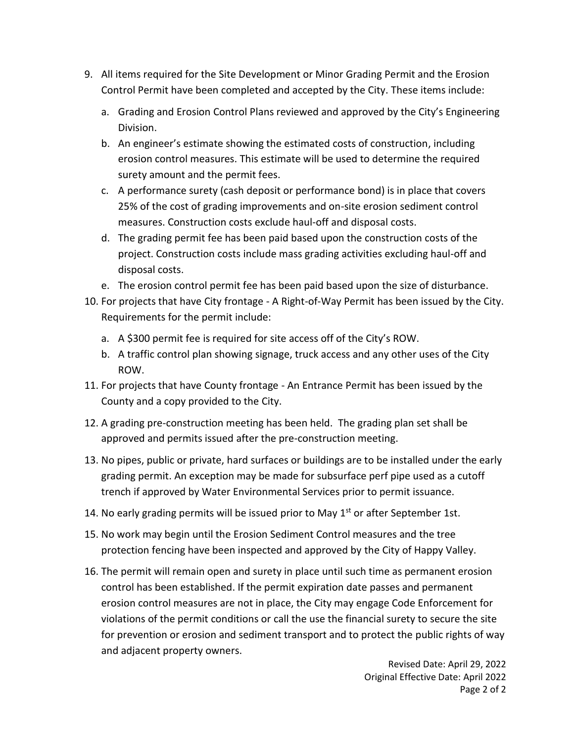9. All items required for the Site Development or Minor Grading Permit and the Erosion Control Permit have been completed and accepted by the City. These items include:
   a. Grading and Erosion Control Plans reviewed and approved by the City's Engineering Division.
   b. An engineer's estimate showing the estimated costs of construction, including erosion control measures. This estimate will be used to determine the required surety amount and the permit fees.
   c. A performance surety (cash deposit or performance bond) is in place that covers 25% of the cost of grading improvements and on-site erosion sediment control measures. Construction costs exclude haul-off and disposal costs.
   d. The grading permit fee has been paid based upon the construction costs of the project. Construction costs include mass grading activities excluding haul-off and disposal costs.
   e. The erosion control permit fee has been paid based upon the size of disturbance.
10. For projects that have City frontage - A Right-of-Way Permit has been issued by the City. Requirements for the permit include:
    a. A $300 permit fee is required for site access off of the City's ROW.
    b. A traffic control plan showing signage, truck access and any other uses of the City ROW.
11. For projects that have County frontage - An Entrance Permit has been issued by the County and a copy provided to the City.
12. A grading pre-construction meeting has been held. The grading plan set shall be approved and permits issued after the pre-construction meeting.
13. No pipes, public or private, hard surfaces or buildings are to be installed under the early grading permit. An exception may be made for subsurface perf pipe used as a cutoff trench if approved by Water Environmental Services prior to permit issuance.
14. No early grading permits will be issued prior to May 1st or after September 1st.
15. No work may begin until the Erosion Sediment Control measures and the tree protection fencing have been inspected and approved by the City of Happy Valley.
16. The permit will remain open and surety in place until such time as permanent erosion control has been established. If the permit expiration date passes and permanent erosion control measures are not in place, the City may engage Code Enforcement for violations of the permit conditions or call the use the financial surety to secure the site for prevention or erosion and sediment transport and to protect the public rights of way and adjacent property owners.

Revised Date: April 29, 2022
Original Effective Date: April 2022